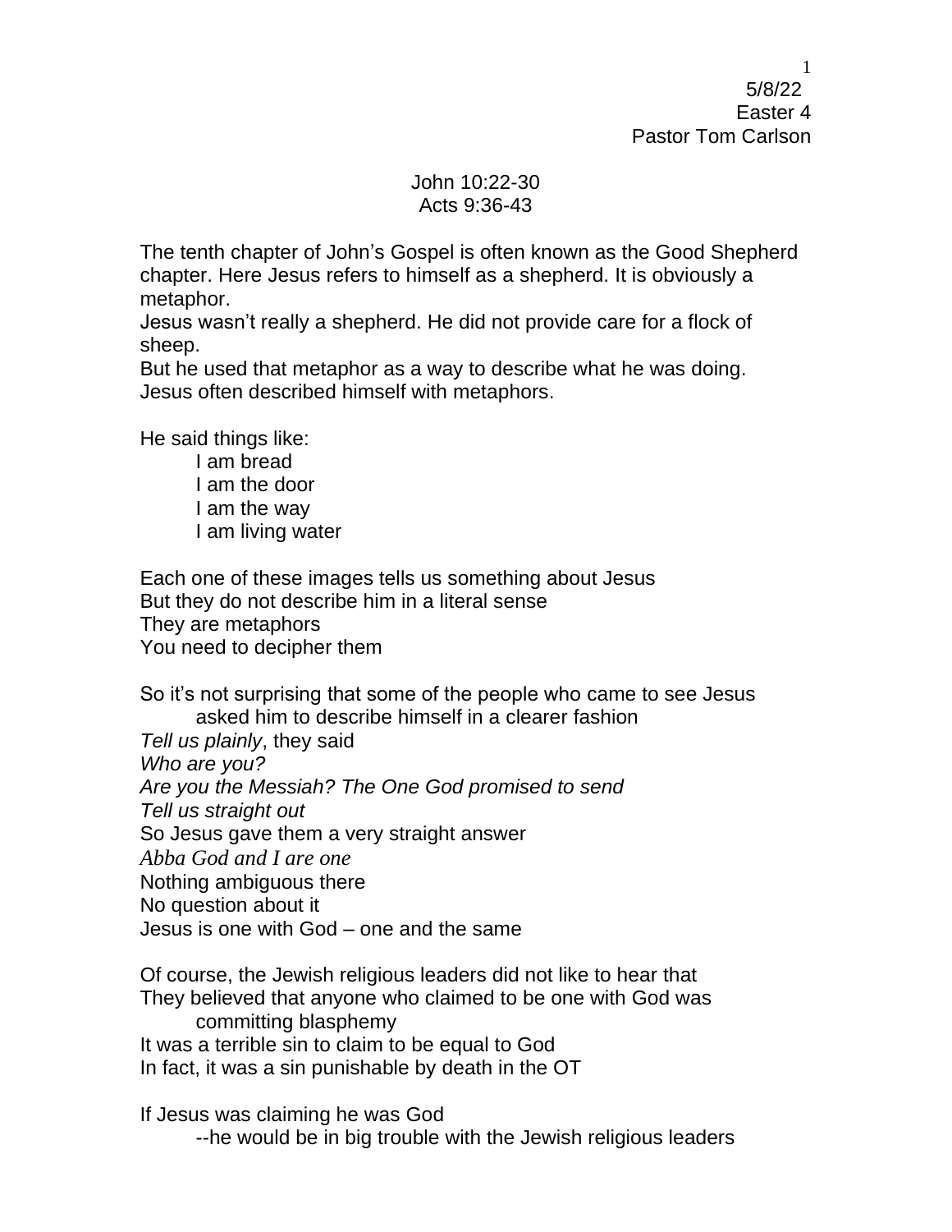5/8/22
Easter 4
Pastor Tom Carlson

John 10:22-30
Acts 9:36-43

The tenth chapter of John's Gospel is often known as the Good Shepherd chapter. Here Jesus refers to himself as a shepherd. It is obviously a metaphor.
Jesus wasn't really a shepherd. He did not provide care for a flock of sheep.
But he used that metaphor as a way to describe what he was doing.
Jesus often described himself with metaphors.

He said things like:
    I am bread
    I am the door
    I am the way
    I am living water

Each one of these images tells us something about Jesus
But they do not describe him in a literal sense
They are metaphors
You need to decipher them

So it's not surprising that some of the people who came to see Jesus
    asked him to describe himself in a clearer fashion
*Tell us plainly*, they said
*Who are you?*
*Are you the Messiah? The One God promised to send*
*Tell us straight out*
So Jesus gave them a very straight answer
*Abba God and I are one*
Nothing ambiguous there
No question about it
Jesus is one with God – one and the same

Of course, the Jewish religious leaders did not like to hear that
They believed that anyone who claimed to be one with God was
    committing blasphemy
It was a terrible sin to claim to be equal to God
In fact, it was a sin punishable by death in the OT

If Jesus was claiming he was God
    --he would be in big trouble with the Jewish religious leaders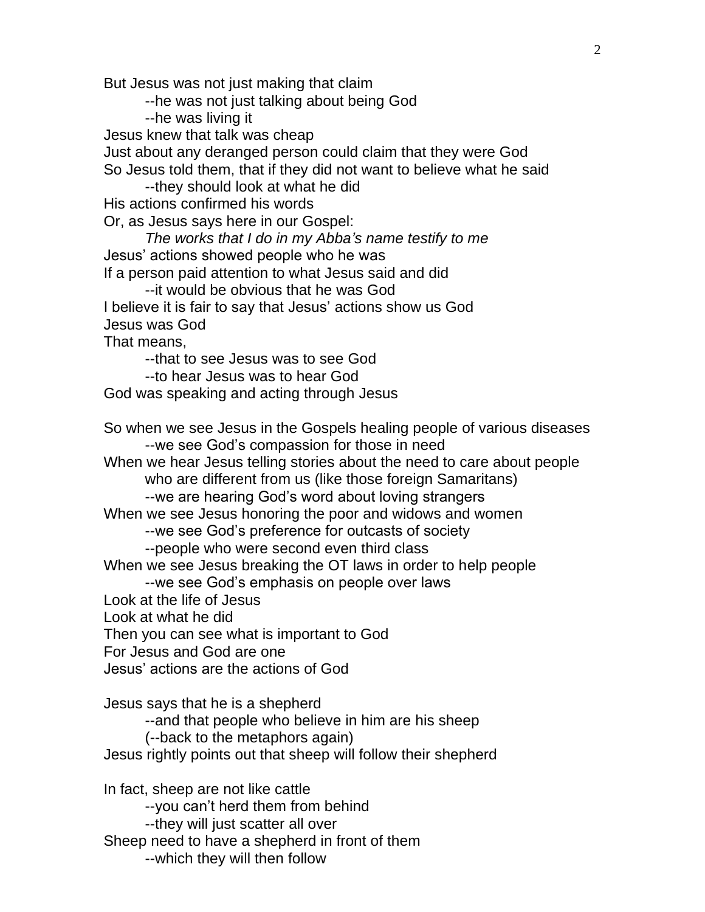But Jesus was not just making that claim
--he was not just talking about being God
--he was living it
Jesus knew that talk was cheap
Just about any deranged person could claim that they were God
So Jesus told them, that if they did not want to believe what he said
--they should look at what he did
His actions confirmed his words
Or, as Jesus says here in our Gospel:
*The works that I do in my Abba's name testify to me*
Jesus' actions showed people who he was
If a person paid attention to what Jesus said and did
--it would be obvious that he was God
I believe it is fair to say that Jesus' actions show us God
Jesus was God
That means,
--that to see Jesus was to see God
--to hear Jesus was to hear God
God was speaking and acting through Jesus

So when we see Jesus in the Gospels healing people of various diseases
--we see God's compassion for those in need
When we hear Jesus telling stories about the need to care about people who are different from us (like those foreign Samaritans)
--we are hearing God's word about loving strangers
When we see Jesus honoring the poor and widows and women
--we see God's preference for outcasts of society
--people who were second even third class
When we see Jesus breaking the OT laws in order to help people
--we see God's emphasis on people over laws
Look at the life of Jesus
Look at what he did
Then you can see what is important to God
For Jesus and God are one
Jesus' actions are the actions of God

Jesus says that he is a shepherd
--and that people who believe in him are his sheep
(--back to the metaphors again)
Jesus rightly points out that sheep will follow their shepherd

In fact, sheep are not like cattle
--you can't herd them from behind
--they will just scatter all over
Sheep need to have a shepherd in front of them
--which they will then follow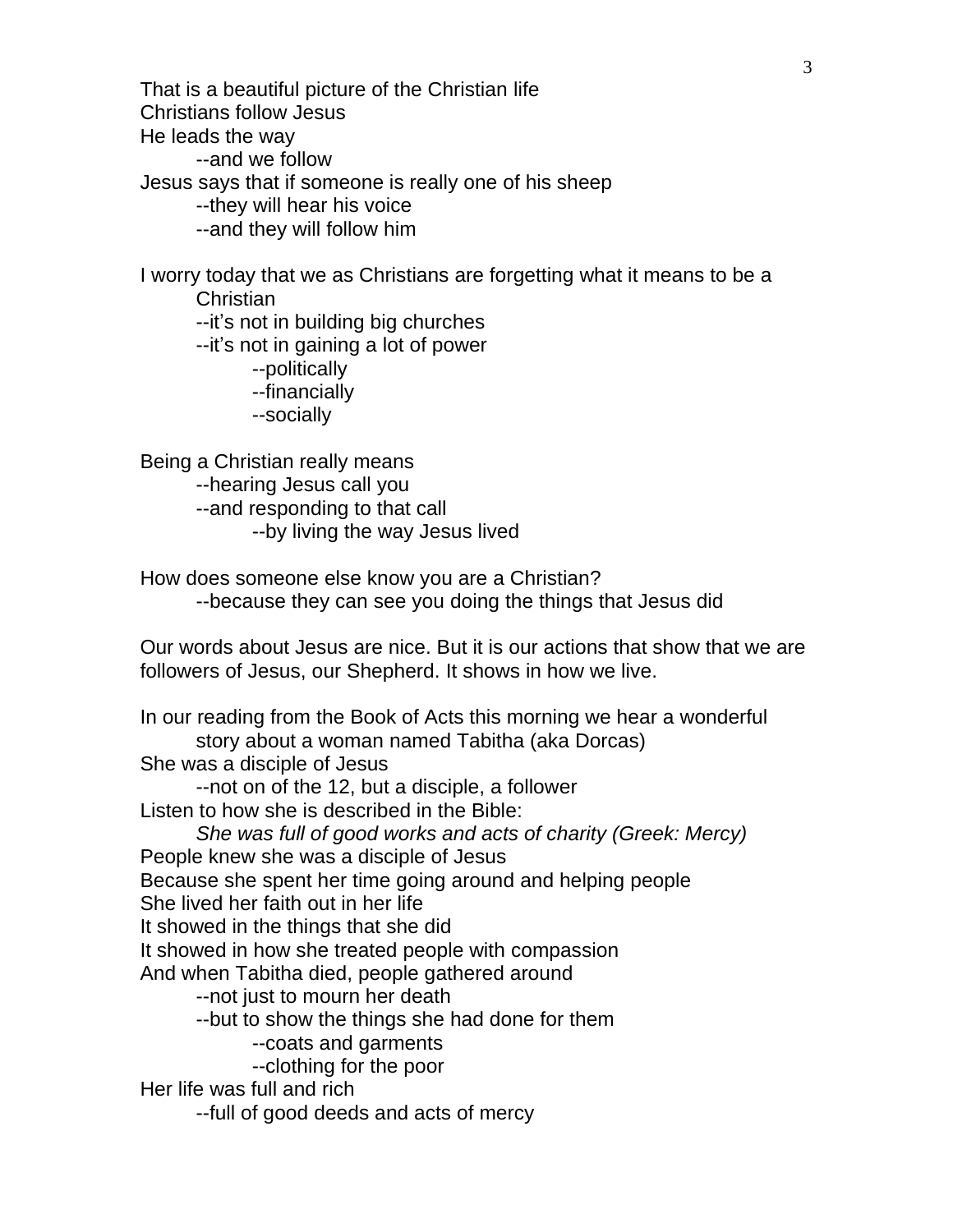That is a beautiful picture of the Christian life
Christians follow Jesus
He leads the way
    --and we follow
Jesus says that if someone is really one of his sheep
    --they will hear his voice
    --and they will follow him

I worry today that we as Christians are forgetting what it means to be a Christian
    --it's not in building big churches
    --it's not in gaining a lot of power
        --politically
        --financially
        --socially

Being a Christian really means
    --hearing Jesus call you
    --and responding to that call
        --by living the way Jesus lived

How does someone else know you are a Christian?
    --because they can see you doing the things that Jesus did

Our words about Jesus are nice. But it is our actions that show that we are followers of Jesus, our Shepherd. It shows in how we live.

In our reading from the Book of Acts this morning we hear a wonderful story about a woman named Tabitha (aka Dorcas)
She was a disciple of Jesus
    --not on of the 12, but a disciple, a follower
Listen to how she is described in the Bible:
    *She was full of good works and acts of charity (Greek: Mercy)*
People knew she was a disciple of Jesus
Because she spent her time going around and helping people
She lived her faith out in her life
It showed in the things that she did
It showed in how she treated people with compassion
And when Tabitha died, people gathered around
    --not just to mourn her death
    --but to show the things she had done for them
        --coats and garments
        --clothing for the poor
Her life was full and rich
    --full of good deeds and acts of mercy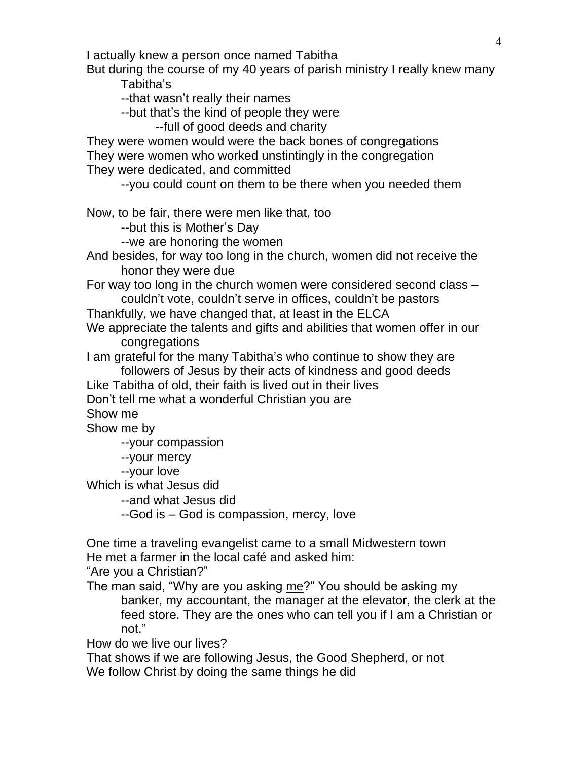I actually knew a person once named Tabitha
But during the course of my 40 years of parish ministry I really knew many Tabitha's
    --that wasn't really their names
    --but that's the kind of people they were
        --full of good deeds and charity
They were women would were the back bones of congregations
They were women who worked unstintingly in the congregation
They were dedicated, and committed
    --you could count on them to be there when you needed them

Now, to be fair, there were men like that, too
    --but this is Mother's Day
    --we are honoring the women
And besides, for way too long in the church, women did not receive the honor they were due
For way too long in the church women were considered second class – couldn't vote, couldn't serve in offices, couldn't be pastors
Thankfully, we have changed that, at least in the ELCA
We appreciate the talents and gifts and abilities that women offer in our congregations
I am grateful for the many Tabitha's who continue to show they are followers of Jesus by their acts of kindness and good deeds
Like Tabitha of old, their faith is lived out in their lives
Don't tell me what a wonderful Christian you are
Show me
Show me by
    --your compassion
    --your mercy
    --your love
Which is what Jesus did
    --and what Jesus did
    --God is – God is compassion, mercy, love

One time a traveling evangelist came to a small Midwestern town
He met a farmer in the local café and asked him:
"Are you a Christian?"
The man said, "Why are you asking <u>me</u>?" You should be asking my banker, my accountant, the manager at the elevator, the clerk at the feed store. They are the ones who can tell you if I am a Christian or not."
How do we live our lives?
That shows if we are following Jesus, the Good Shepherd, or not
We follow Christ by doing the same things he did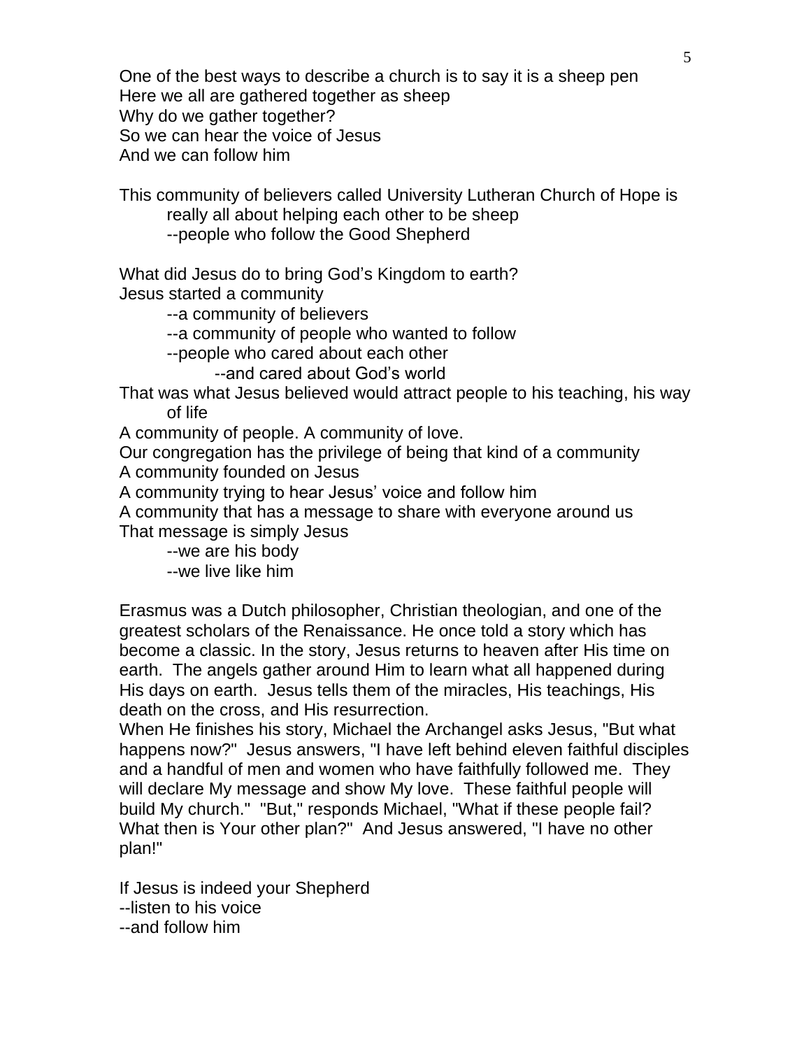One of the best ways to describe a church is to say it is a sheep pen
Here we all are gathered together as sheep
Why do we gather together?
So we can hear the voice of Jesus
And we can follow him

This community of believers called University Lutheran Church of Hope is really all about helping each other to be sheep
--people who follow the Good Shepherd

What did Jesus do to bring God's Kingdom to earth?
Jesus started a community
--a community of believers
--a community of people who wanted to follow
--people who cared about each other
--and cared about God's world
That was what Jesus believed would attract people to his teaching, his way of life
A community of people. A community of love.
Our congregation has the privilege of being that kind of a community
A community founded on Jesus
A community trying to hear Jesus' voice and follow him
A community that has a message to share with everyone around us
That message is simply Jesus
--we are his body
--we live like him

Erasmus was a Dutch philosopher, Christian theologian, and one of the greatest scholars of the Renaissance. He once told a story which has become a classic. In the story, Jesus returns to heaven after His time on earth. The angels gather around Him to learn what all happened during His days on earth. Jesus tells them of the miracles, His teachings, His death on the cross, and His resurrection.
When He finishes his story, Michael the Archangel asks Jesus, "But what happens now?" Jesus answers, "I have left behind eleven faithful disciples and a handful of men and women who have faithfully followed me. They will declare My message and show My love. These faithful people will build My church." "But," responds Michael, "What if these people fail? What then is Your other plan?" And Jesus answered, "I have no other plan!"

If Jesus is indeed your Shepherd
--listen to his voice
--and follow him